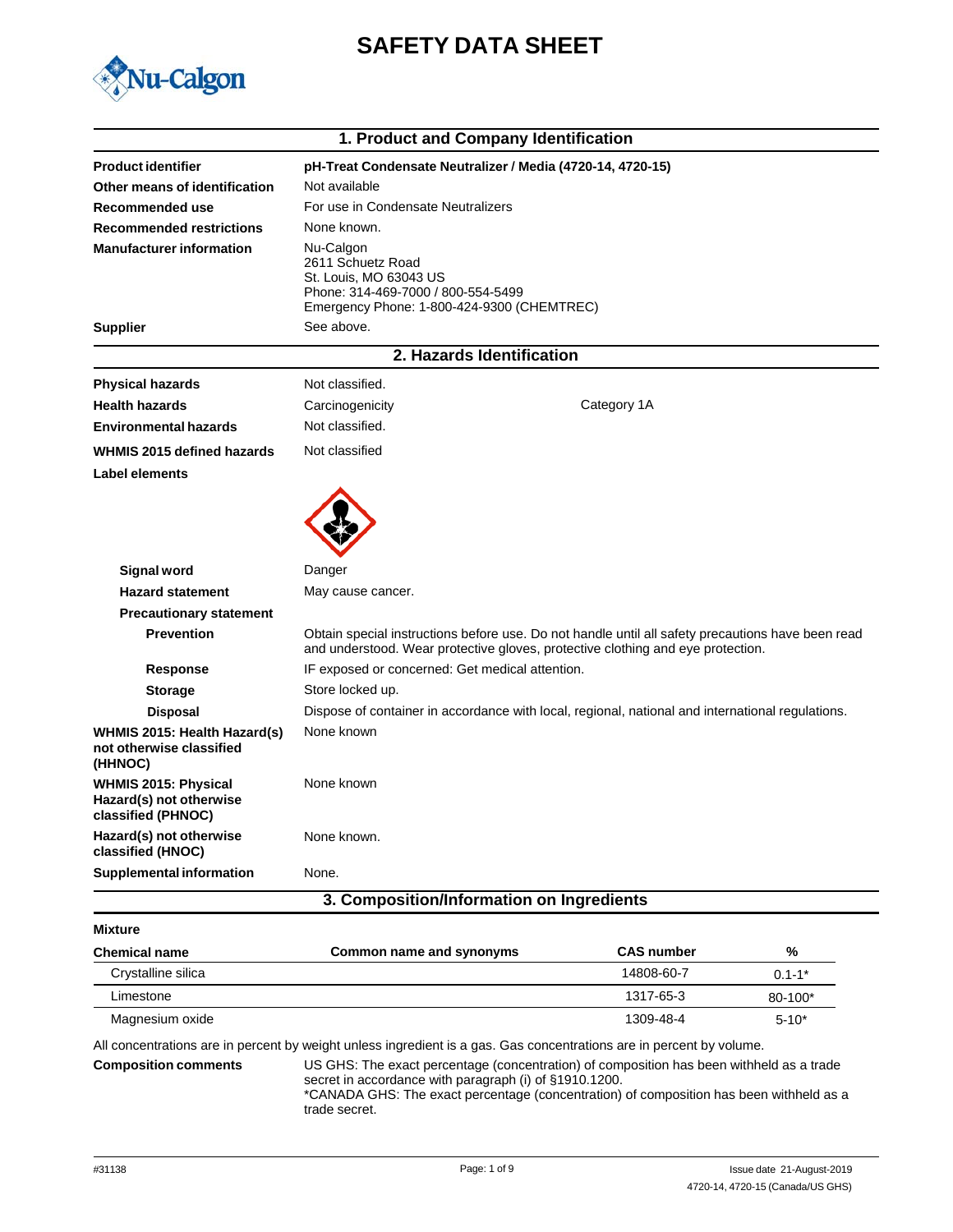# SAFETY DATA SHEET

## 1. Product and Company Identification

| | |
|---|---|
| **Product identifier** | **pH-Treat Condensate Neutralizer / Media (4720-14, 4720-15)** |
| **Other means of identification** | Not available |
| **Recommended use** | For use in Condensate Neutralizers |
| **Recommended restrictions** | None known. |
| **Manufacturer information** | Nu-Calgon<br>2611 Schuetz Road<br>St. Louis, MO 63043 US<br>Phone: 314-469-7000 / 800-554-5499<br>Emergency Phone: 1-800-424-9300 (CHEMTREC) |
| **Supplier** | See above. |

## 2. Hazards Identification

| | | |
|---|---|---|
| **Physical hazards** | Not classified. | |
| **Health hazards** | Carcinogenicity | Category 1A |
| **Environmental hazards** | Not classified. | |
| **WHMIS 2015 defined hazards** | Not classified | |

**Label elements**

| | |
|---|---|
| **Signal word** | Danger |
| **Hazard statement** | May cause cancer. |
| **Precautionary statement** | |
| **Prevention** | Obtain special instructions before use. Do not handle until all safety precautions have been read and understood. Wear protective gloves, protective clothing and eye protection. |
| **Response** | IF exposed or concerned: Get medical attention. |
| **Storage** | Store locked up. |
| **Disposal** | Dispose of container in accordance with local, regional, national and international regulations. |
| **WHMIS 2015: Health Hazard(s) not otherwise classified (HHNOC)** | None known |
| **WHMIS 2015: Physical Hazard(s) not otherwise classified (PHNOC)** | None known |
| **Hazard(s) not otherwise classified (HNOC)** | None known. |
| **Supplemental information** | None. |

## 3. Composition/Information on Ingredients

**Mixture**

| Chemical name | Common name and synonyms | CAS number | % |
|---|---|---|---|
| Crystalline silica | | 14808-60-7 | 0.1-1* |
| Limestone | | 1317-65-3 | 80-100* |
| Magnesium oxide | | 1309-48-4 | 5-10* |

All concentrations are in percent by weight unless ingredient is a gas. Gas concentrations are in percent by volume.

**Composition comments**

US GHS: The exact percentage (concentration) of composition has been withheld as a trade secret in accordance with paragraph (i) of §1910.1200.
*CANADA GHS: The exact percentage (concentration) of composition has been withheld as a trade secret.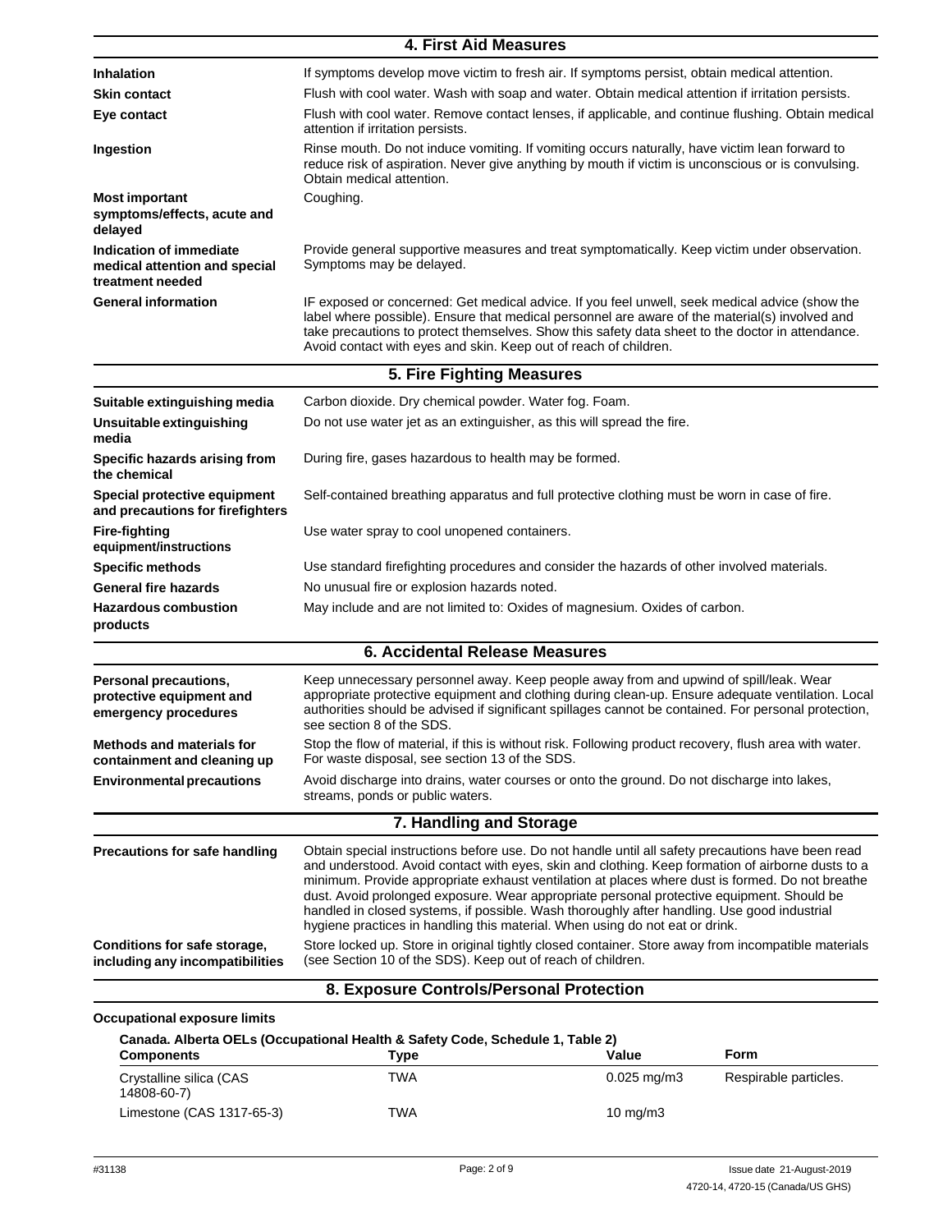## 4. First Aid Measures

| | |
|---|---|
| **Inhalation** | If symptoms develop move victim to fresh air. If symptoms persist, obtain medical attention. |
| **Skin contact** | Flush with cool water. Wash with soap and water. Obtain medical attention if irritation persists. |
| **Eye contact** | Flush with cool water. Remove contact lenses, if applicable, and continue flushing. Obtain medical attention if irritation persists. |
| **Ingestion** | Rinse mouth. Do not induce vomiting. If vomiting occurs naturally, have victim lean forward to reduce risk of aspiration. Never give anything by mouth if victim is unconscious or is convulsing. Obtain medical attention. |
| **Most important symptoms/effects, acute and delayed** | Coughing. |
| **Indication of immediate medical attention and special treatment needed** | Provide general supportive measures and treat symptomatically. Keep victim under observation. Symptoms may be delayed. |
| **General information** | IF exposed or concerned: Get medical advice. If you feel unwell, seek medical advice (show the label where possible). Ensure that medical personnel are aware of the material(s) involved and take precautions to protect themselves. Show this safety data sheet to the doctor in attendance. Avoid contact with eyes and skin. Keep out of reach of children. |

## 5. Fire Fighting Measures

| | |
|---|---|
| **Suitable extinguishing media** | Carbon dioxide. Dry chemical powder. Water fog. Foam. |
| **Unsuitable extinguishing media** | Do not use water jet as an extinguisher, as this will spread the fire. |
| **Specific hazards arising from the chemical** | During fire, gases hazardous to health may be formed. |
| **Special protective equipment and precautions for firefighters** | Self-contained breathing apparatus and full protective clothing must be worn in case of fire. |
| **Fire-fighting equipment/instructions** | Use water spray to cool unopened containers. |
| **Specific methods** | Use standard firefighting procedures and consider the hazards of other involved materials. |
| **General fire hazards** | No unusual fire or explosion hazards noted. |
| **Hazardous combustion products** | May include and are not limited to: Oxides of magnesium. Oxides of carbon. |

## 6. Accidental Release Measures

| | |
|---|---|
| **Personal precautions, protective equipment and emergency procedures** | Keep unnecessary personnel away. Keep people away from and upwind of spill/leak. Wear appropriate protective equipment and clothing during clean-up. Ensure adequate ventilation. Local authorities should be advised if significant spillages cannot be contained. For personal protection, see section 8 of the SDS. |
| **Methods and materials for containment and cleaning up** | Stop the flow of material, if this is without risk. Following product recovery, flush area with water. For waste disposal, see section 13 of the SDS. |
| **Environmental precautions** | Avoid discharge into drains, water courses or onto the ground. Do not discharge into lakes, streams, ponds or public waters. |

## 7. Handling and Storage

| | |
|---|---|
| **Precautions for safe handling** | Obtain special instructions before use. Do not handle until all safety precautions have been read and understood. Avoid contact with eyes, skin and clothing. Keep formation of airborne dusts to a minimum. Provide appropriate exhaust ventilation at places where dust is formed. Do not breathe dust. Avoid prolonged exposure. Wear appropriate personal protective equipment. Should be handled in closed systems, if possible. Wash thoroughly after handling. Use good industrial hygiene practices in handling this material. When using do not eat or drink. |
| **Conditions for safe storage, including any incompatibilities** | Store locked up. Store in original tightly closed container. Store away from incompatible materials (see Section 10 of the SDS). Keep out of reach of children. |

## 8. Exposure Controls/Personal Protection

**Occupational exposure limits**

**Canada. Alberta OELs (Occupational Health & Safety Code, Schedule 1, Table 2)**

| Components | Type | Value | Form |
|---|---|---|---|
| Crystalline silica (CAS 14808-60-7) | TWA | 0.025 mg/m3 | Respirable particles. |
| Limestone (CAS 1317-65-3) | TWA | 10 mg/m3 | |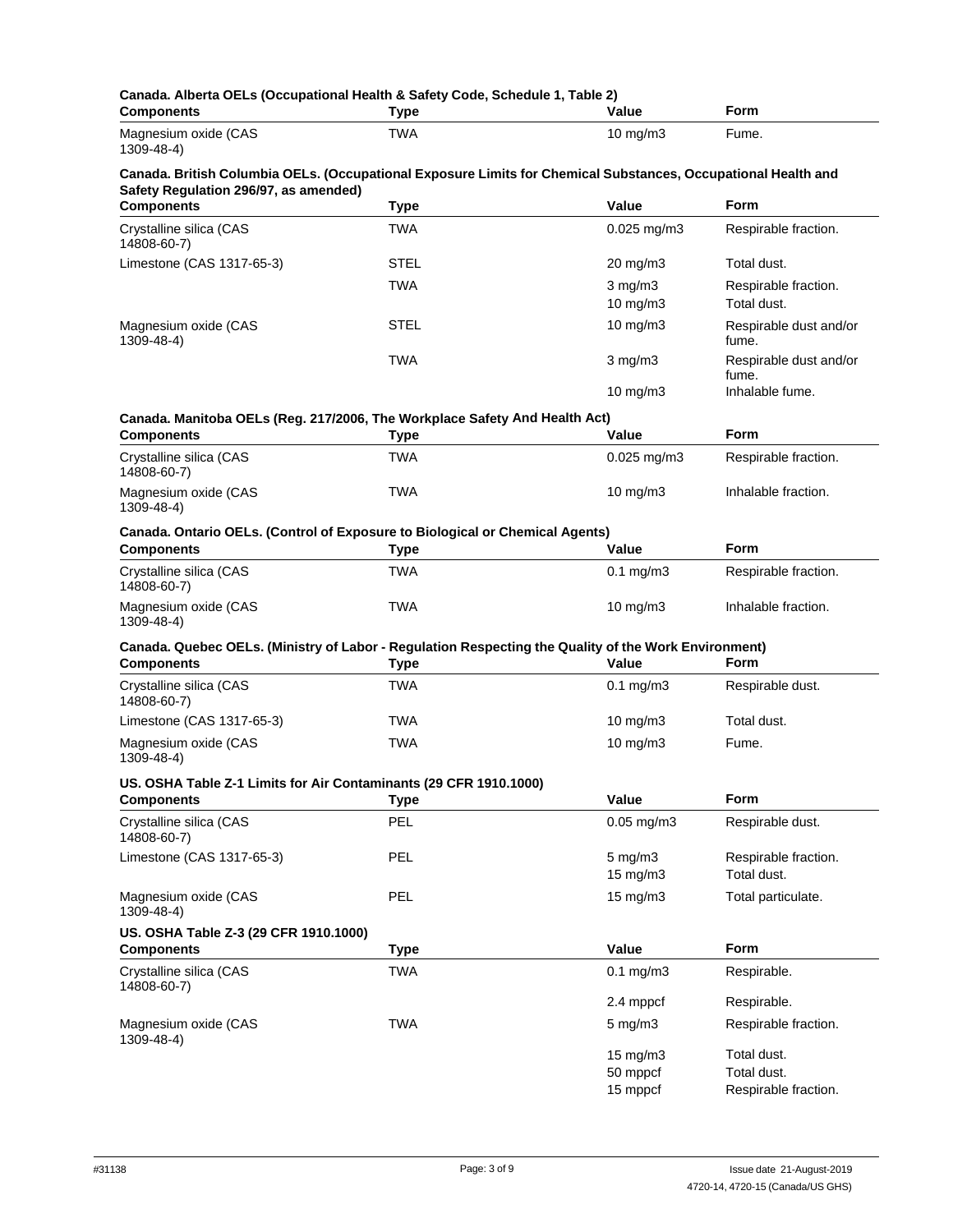**Canada. Alberta OELs (Occupational Health & Safety Code, Schedule 1, Table 2)**

| Components | Type | Value | Form |
| --- | --- | --- | --- |
| Magnesium oxide (CAS 1309-48-4) | TWA | 10 mg/m3 | Fume. |

**Canada. British Columbia OELs. (Occupational Exposure Limits for Chemical Substances, Occupational Health and Safety Regulation 296/97, as amended)**

| Components | Type | Value | Form |
| --- | --- | --- | --- |
| Crystalline silica (CAS 14808-60-7) | TWA | 0.025 mg/m3 | Respirable fraction. |
| Limestone (CAS 1317-65-3) | STEL | 20 mg/m3 | Total dust. |
| | TWA | 3 mg/m3 | Respirable fraction. |
| | | 10 mg/m3 | Total dust. |
| Magnesium oxide (CAS 1309-48-4) | STEL | 10 mg/m3 | Respirable dust and/or fume. |
| | TWA | 3 mg/m3 | Respirable dust and/or fume. |
| | | 10 mg/m3 | Inhalable fume. |

**Canada. Manitoba OELs (Reg. 217/2006, The Workplace Safety And Health Act)**

| Components | Type | Value | Form |
| --- | --- | --- | --- |
| Crystalline silica (CAS 14808-60-7) | TWA | 0.025 mg/m3 | Respirable fraction. |
| Magnesium oxide (CAS 1309-48-4) | TWA | 10 mg/m3 | Inhalable fraction. |

**Canada. Ontario OELs. (Control of Exposure to Biological or Chemical Agents)**

| Components | Type | Value | Form |
| --- | --- | --- | --- |
| Crystalline silica (CAS 14808-60-7) | TWA | 0.1 mg/m3 | Respirable fraction. |
| Magnesium oxide (CAS 1309-48-4) | TWA | 10 mg/m3 | Inhalable fraction. |

**Canada. Quebec OELs. (Ministry of Labor - Regulation Respecting the Quality of the Work Environment)**

| Components | Type | Value | Form |
| --- | --- | --- | --- |
| Crystalline silica (CAS 14808-60-7) | TWA | 0.1 mg/m3 | Respirable dust. |
| Limestone (CAS 1317-65-3) | TWA | 10 mg/m3 | Total dust. |
| Magnesium oxide (CAS 1309-48-4) | TWA | 10 mg/m3 | Fume. |

**US. OSHA Table Z-1 Limits for Air Contaminants (29 CFR 1910.1000)**

| Components | Type | Value | Form |
| --- | --- | --- | --- |
| Crystalline silica (CAS 14808-60-7) | PEL | 0.05 mg/m3 | Respirable dust. |
| Limestone (CAS 1317-65-3) | PEL | 5 mg/m3 | Respirable fraction. |
| | | 15 mg/m3 | Total dust. |
| Magnesium oxide (CAS 1309-48-4) | PEL | 15 mg/m3 | Total particulate. |

**US. OSHA Table Z-3 (29 CFR 1910.1000)**

| Components | Type | Value | Form |
| --- | --- | --- | --- |
| Crystalline silica (CAS 14808-60-7) | TWA | 0.1 mg/m3 | Respirable. |
| | | 2.4 mppcf | Respirable. |
| Magnesium oxide (CAS 1309-48-4) | TWA | 5 mg/m3 | Respirable fraction. |
| | | 15 mg/m3 | Total dust. |
| | | 50 mppcf | Total dust. |
| | | 15 mppcf | Respirable fraction. |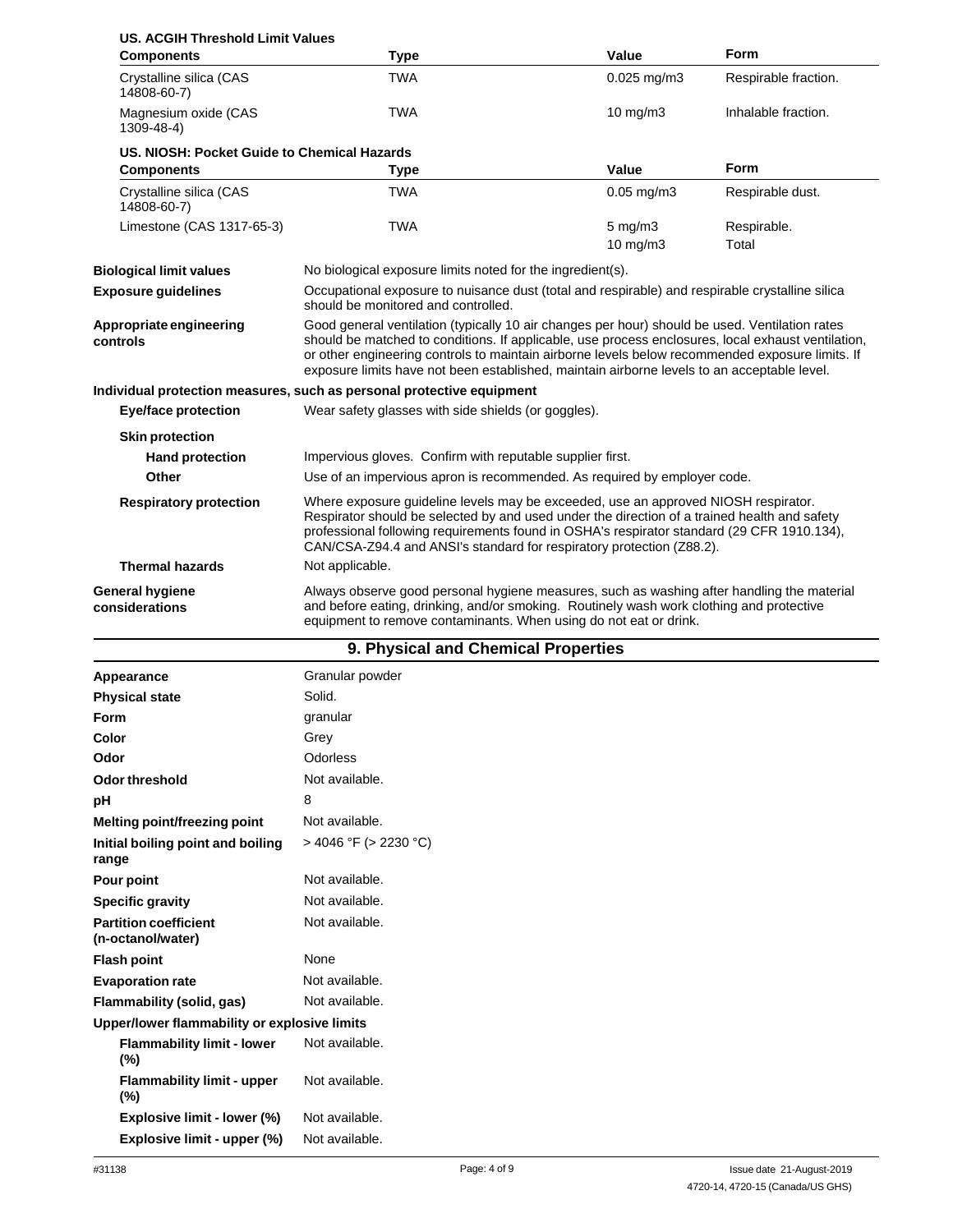**US. ACGIH Threshold Limit Values**

| Components | Type | Value | Form |
|---|---|---|---|
| Crystalline silica (CAS 14808-60-7) | TWA | 0.025 mg/m3 | Respirable fraction. |
| Magnesium oxide (CAS 1309-48-4) | TWA | 10 mg/m3 | Inhalable fraction. |

**US. NIOSH: Pocket Guide to Chemical Hazards**

| Components | Type | Value | Form |
|---|---|---|---|
| Crystalline silica (CAS 14808-60-7) | TWA | 0.05 mg/m3 | Respirable dust. |
| Limestone (CAS 1317-65-3) | TWA | 5 mg/m3 | Respirable. |
| | | 10 mg/m3 | Total |

**Biological limit values** No biological exposure limits noted for the ingredient(s).

**Exposure guidelines** Occupational exposure to nuisance dust (total and respirable) and respirable crystalline silica should be monitored and controlled.

**Appropriate engineering controls** Good general ventilation (typically 10 air changes per hour) should be used. Ventilation rates should be matched to conditions. If applicable, use process enclosures, local exhaust ventilation, or other engineering controls to maintain airborne levels below recommended exposure limits. If exposure limits have not been established, maintain airborne levels to an acceptable level.

**Individual protection measures, such as personal protective equipment**

**Eye/face protection** Wear safety glasses with side shields (or goggles).

**Skin protection**

**Hand protection** Impervious gloves. Confirm with reputable supplier first.

**Other** Use of an impervious apron is recommended. As required by employer code.

**Respiratory protection** Where exposure guideline levels may be exceeded, use an approved NIOSH respirator. Respirator should be selected by and used under the direction of a trained health and safety professional following requirements found in OSHA's respirator standard (29 CFR 1910.134), CAN/CSA-Z94.4 and ANSI's standard for respiratory protection (Z88.2).

**Thermal hazards** Not applicable.

**General hygiene considerations** Always observe good personal hygiene measures, such as washing after handling the material and before eating, drinking, and/or smoking. Routinely wash work clothing and protective equipment to remove contaminants. When using do not eat or drink.

## 9. Physical and Chemical Properties

| | |
|---|---|
| **Appearance** | Granular powder |
| **Physical state** | Solid. |
| **Form** | granular |
| **Color** | Grey |
| **Odor** | Odorless |
| **Odor threshold** | Not available. |
| **pH** | 8 |
| **Melting point/freezing point** | Not available. |
| **Initial boiling point and boiling range** | > 4046 °F (> 2230 °C) |
| **Pour point** | Not available. |
| **Specific gravity** | Not available. |
| **Partition coefficient (n-octanol/water)** | Not available. |
| **Flash point** | None |
| **Evaporation rate** | Not available. |
| **Flammability (solid, gas)** | Not available. |

**Upper/lower flammability or explosive limits**

| | |
|---|---|
| **Flammability limit - lower (%)** | Not available. |
| **Flammability limit - upper (%)** | Not available. |
| **Explosive limit - lower (%)** | Not available. |
| **Explosive limit - upper (%)** | Not available. |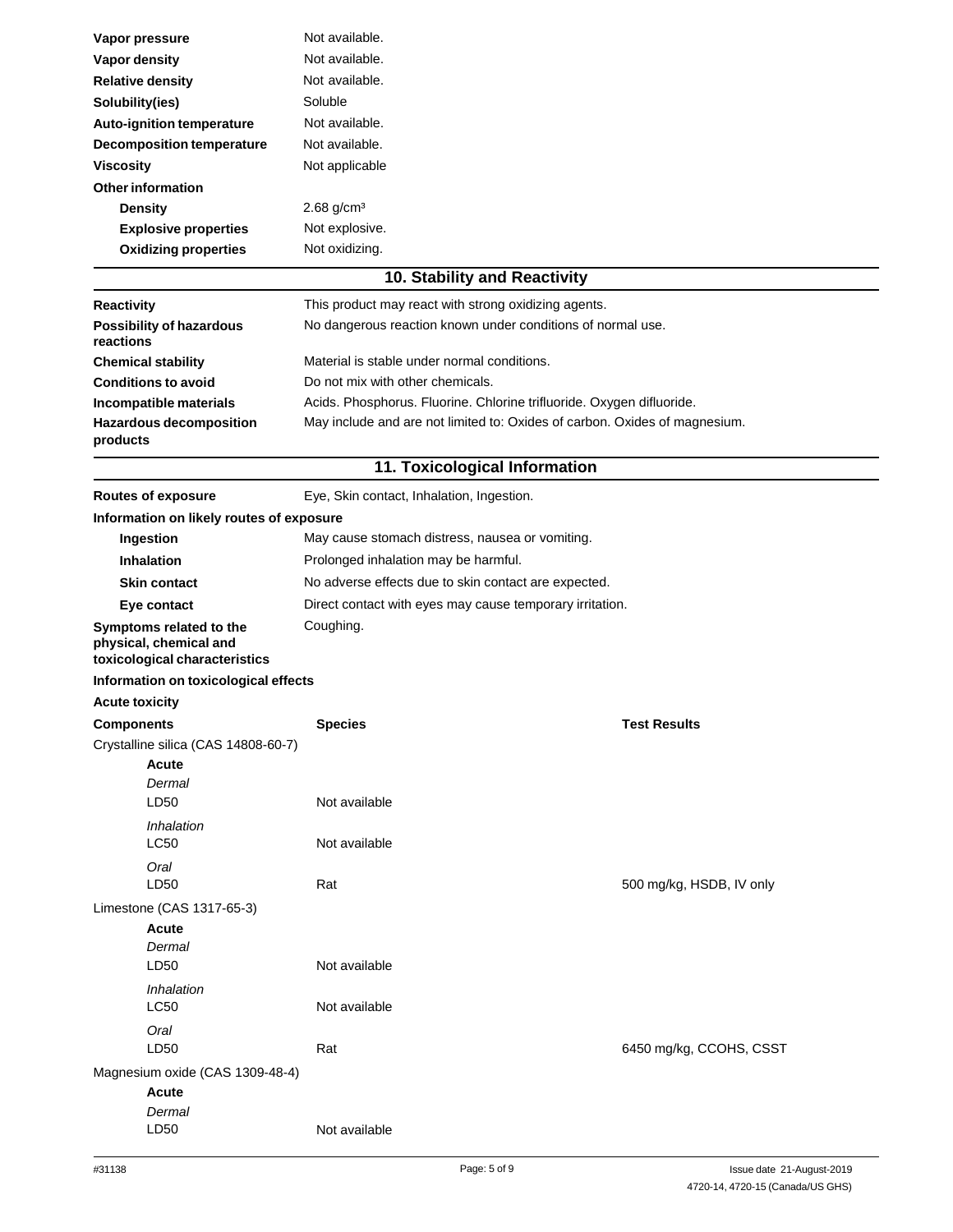| | |
|---|---|
| **Vapor pressure** | Not available. |
| **Vapor density** | Not available. |
| **Relative density** | Not available. |
| **Solubility(ies)** | Soluble |
| **Auto-ignition temperature** | Not available. |
| **Decomposition temperature** | Not available. |
| **Viscosity** | Not applicable |
| **Other information** | |
| **Density** | 2.68 g/cm³ |
| **Explosive properties** | Not explosive. |
| **Oxidizing properties** | Not oxidizing. |

## 10. Stability and Reactivity

| | |
|---|---|
| **Reactivity** | This product may react with strong oxidizing agents. |
| **Possibility of hazardous reactions** | No dangerous reaction known under conditions of normal use. |
| **Chemical stability** | Material is stable under normal conditions. |
| **Conditions to avoid** | Do not mix with other chemicals. |
| **Incompatible materials** | Acids. Phosphorus. Fluorine. Chlorine trifluoride. Oxygen difluoride. |
| **Hazardous decomposition products** | May include and are not limited to: Oxides of carbon. Oxides of magnesium. |

## 11. Toxicological Information

| | |
|---|---|
| **Routes of exposure** | Eye, Skin contact, Inhalation, Ingestion. |

**Information on likely routes of exposure**

| | |
|---|---|
| **Ingestion** | May cause stomach distress, nausea or vomiting. |
| **Inhalation** | Prolonged inhalation may be harmful. |
| **Skin contact** | No adverse effects due to skin contact are expected. |
| **Eye contact** | Direct contact with eyes may cause temporary irritation. |
| **Symptoms related to the physical, chemical and toxicological characteristics** | Coughing. |

**Information on toxicological effects**

**Acute toxicity**

| **Components** | **Species** | **Test Results** |
|---|---|---|
| Crystalline silica (CAS 14808-60-7) | | |
| **Acute** | | |
| *Dermal* | | |
| LD50 | Not available | |
| *Inhalation* | | |
| LC50 | Not available | |
| *Oral* | | |
| LD50 | Rat | 500 mg/kg, HSDB, IV only |
| Limestone (CAS 1317-65-3) | | |
| **Acute** | | |
| *Dermal* | | |
| LD50 | Not available | |
| *Inhalation* | | |
| LC50 | Not available | |
| *Oral* | | |
| LD50 | Rat | 6450 mg/kg, CCOHS, CSST |
| Magnesium oxide (CAS 1309-48-4) | | |
| **Acute** | | |
| *Dermal* | | |
| LD50 | Not available | |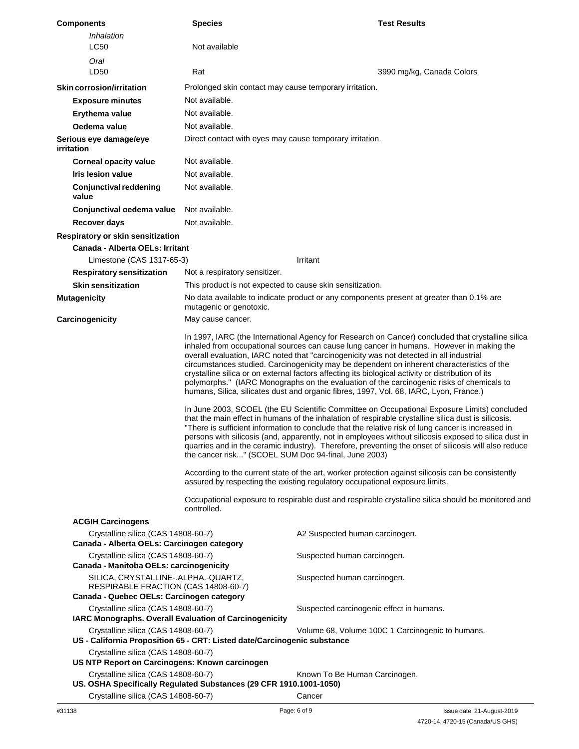| Components | Species | Test Results |
|---|---|---|
| *Inhalation* | | |
| LC50 | Not available | |
| *Oral* | | |
| LD50 | Rat | 3990 mg/kg, Canada Colors |

**Skin corrosion/irritation** Prolonged skin contact may cause temporary irritation.

**Exposure minutes** Not available.

**Erythema value** Not available.

**Oedema value** Not available.

**Serious eye damage/eye irritation** Direct contact with eyes may cause temporary irritation.

**Corneal opacity value** Not available.

**Iris lesion value** Not available.

**Conjunctival reddening value** Not available.

**Conjunctival oedema value** Not available.

**Recover days** Not available.

**Respiratory or skin sensitization**

**Canada - Alberta OELs: Irritant**

| | |
|---|---|
| Limestone (CAS 1317-65-3) | Irritant |

**Respiratory sensitization** Not a respiratory sensitizer.

**Skin sensitization** This product is not expected to cause skin sensitization.

**Mutagenicity** No data available to indicate product or any components present at greater than 0.1% are mutagenic or genotoxic.

**Carcinogenicity** May cause cancer.

In 1997, IARC (the International Agency for Research on Cancer) concluded that crystalline silica inhaled from occupational sources can cause lung cancer in humans. However in making the overall evaluation, IARC noted that "carcinogenicity was not detected in all industrial circumstances studied. Carcinogenicity may be dependent on inherent characteristics of the crystalline silica or on external factors affecting its biological activity or distribution of its polymorphs." (IARC Monographs on the evaluation of the carcinogenic risks of chemicals to humans, Silica, silicates dust and organic fibres, 1997, Vol. 68, IARC, Lyon, France.)

In June 2003, SCOEL (the EU Scientific Committee on Occupational Exposure Limits) concluded that the main effect in humans of the inhalation of respirable crystalline silica dust is silicosis. "There is sufficient information to conclude that the relative risk of lung cancer is increased in persons with silicosis (and, apparently, not in employees without silicosis exposed to silica dust in quarries and in the ceramic industry). Therefore, preventing the onset of silicosis will also reduce the cancer risk..." (SCOEL SUM Doc 94-final, June 2003)

According to the current state of the art, worker protection against silicosis can be consistently assured by respecting the existing regulatory occupational exposure limits.

Occupational exposure to respirable dust and respirable crystalline silica should be monitored and controlled.

**ACGIH Carcinogens**

| | |
|---|---|
| Crystalline silica (CAS 14808-60-7) | A2 Suspected human carcinogen. |

**Canada - Alberta OELs: Carcinogen category**

| | |
|---|---|
| Crystalline silica (CAS 14808-60-7) | Suspected human carcinogen. |

**Canada - Manitoba OELs: carcinogenicity**

| | |
|---|---|
| SILICA, CRYSTALLINE-.ALPHA.-QUARTZ, RESPIRABLE FRACTION (CAS 14808-60-7) | Suspected human carcinogen. |

**Canada - Quebec OELs: Carcinogen category**

| | |
|---|---|
| Crystalline silica (CAS 14808-60-7) | Suspected carcinogenic effect in humans. |

**IARC Monographs. Overall Evaluation of Carcinogenicity**

| | |
|---|---|
| Crystalline silica (CAS 14808-60-7) | Volume 68, Volume 100C 1 Carcinogenic to humans. |

**US - California Proposition 65 - CRT: Listed date/Carcinogenic substance**

Crystalline silica (CAS 14808-60-7)

**US NTP Report on Carcinogens: Known carcinogen**

| | |
|---|---|
| Crystalline silica (CAS 14808-60-7) | Known To Be Human Carcinogen. |

**US. OSHA Specifically Regulated Substances (29 CFR 1910.1001-1050)**

| | |
|---|---|
| Crystalline silica (CAS 14808-60-7) | Cancer |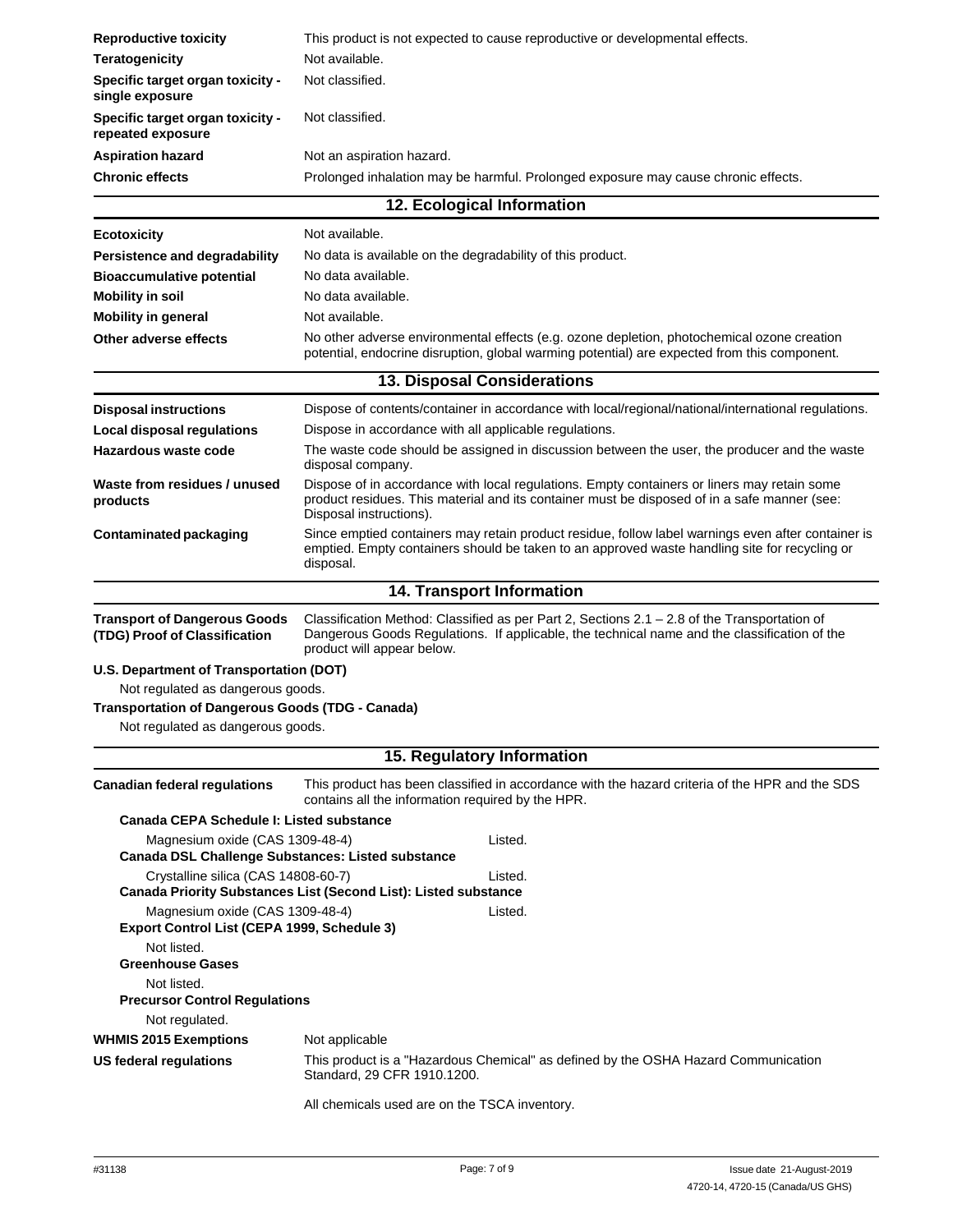| | |
|---|---|
| **Reproductive toxicity** | This product is not expected to cause reproductive or developmental effects. |
| **Teratogenicity** | Not available. |
| **Specific target organ toxicity - single exposure** | Not classified. |
| **Specific target organ toxicity - repeated exposure** | Not classified. |
| **Aspiration hazard** | Not an aspiration hazard. |
| **Chronic effects** | Prolonged inhalation may be harmful. Prolonged exposure may cause chronic effects. |

## 12. Ecological Information

| | |
|---|---|
| **Ecotoxicity** | Not available. |
| **Persistence and degradability** | No data is available on the degradability of this product. |
| **Bioaccumulative potential** | No data available. |
| **Mobility in soil** | No data available. |
| **Mobility in general** | Not available. |
| **Other adverse effects** | No other adverse environmental effects (e.g. ozone depletion, photochemical ozone creation potential, endocrine disruption, global warming potential) are expected from this component. |

## 13. Disposal Considerations

| | |
|---|---|
| **Disposal instructions** | Dispose of contents/container in accordance with local/regional/national/international regulations. |
| **Local disposal regulations** | Dispose in accordance with all applicable regulations. |
| **Hazardous waste code** | The waste code should be assigned in discussion between the user, the producer and the waste disposal company. |
| **Waste from residues / unused products** | Dispose of in accordance with local regulations. Empty containers or liners may retain some product residues. This material and its container must be disposed of in a safe manner (see: Disposal instructions). |
| **Contaminated packaging** | Since emptied containers may retain product residue, follow label warnings even after container is emptied. Empty containers should be taken to an approved waste handling site for recycling or disposal. |

## 14. Transport Information

**Transport of Dangerous Goods (TDG) Proof of Classification** — Classification Method: Classified as per Part 2, Sections 2.1 – 2.8 of the Transportation of Dangerous Goods Regulations. If applicable, the technical name and the classification of the product will appear below.

**U.S. Department of Transportation (DOT)**

Not regulated as dangerous goods.

**Transportation of Dangerous Goods (TDG - Canada)**

Not regulated as dangerous goods.

## 15. Regulatory Information

**Canadian federal regulations** — This product has been classified in accordance with the hazard criteria of the HPR and the SDS contains all the information required by the HPR.

**Canada CEPA Schedule I: Listed substance**

| | |
|---|---|
| Magnesium oxide (CAS 1309-48-4) | Listed. |

**Canada DSL Challenge Substances: Listed substance**

| | |
|---|---|
| Crystalline silica (CAS 14808-60-7) | Listed. |

**Canada Priority Substances List (Second List): Listed substance**

| | |
|---|---|
| Magnesium oxide (CAS 1309-48-4) | Listed. |

**Export Control List (CEPA 1999, Schedule 3)**

Not listed.

**Greenhouse Gases**

Not listed.

**Precursor Control Regulations**

Not regulated.

**WHMIS 2015 Exemptions** — Not applicable

**US federal regulations** — This product is a "Hazardous Chemical" as defined by the OSHA Hazard Communication Standard, 29 CFR 1910.1200.

All chemicals used are on the TSCA inventory.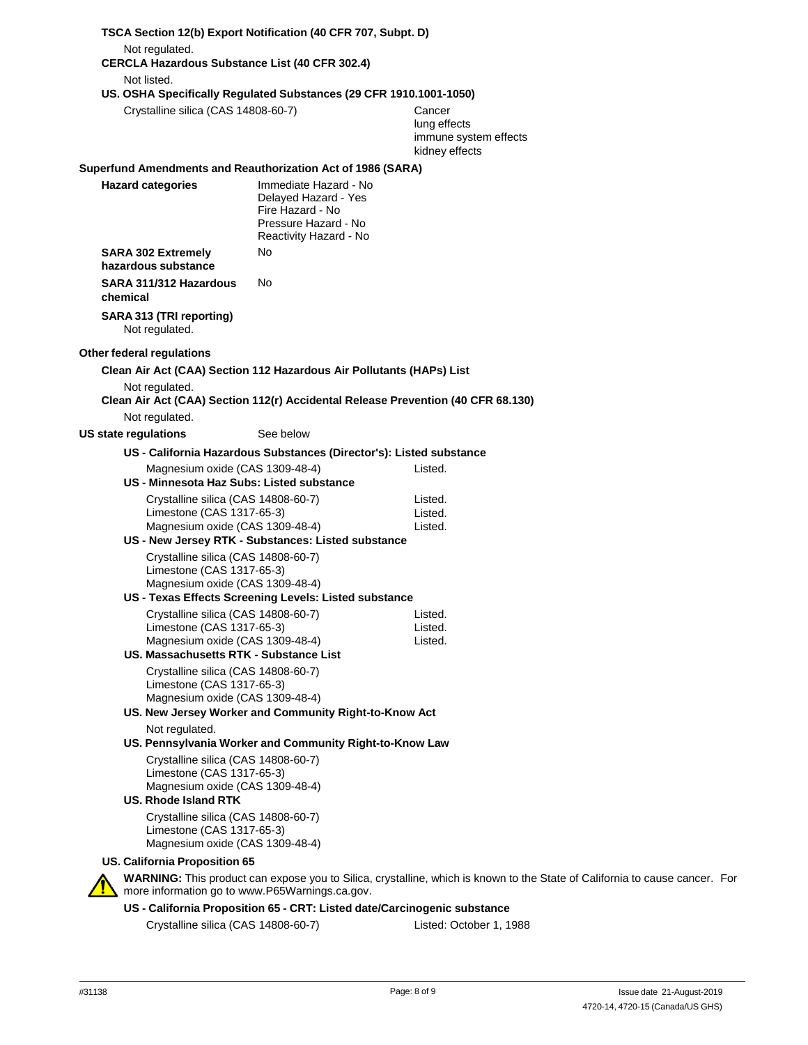**TSCA Section 12(b) Export Notification (40 CFR 707, Subpt. D)**

Not regulated.

**CERCLA Hazardous Substance List (40 CFR 302.4)**

Not listed.

**US. OSHA Specifically Regulated Substances (29 CFR 1910.1001-1050)**

| | |
|---|---|
| Crystalline silica (CAS 14808-60-7) | Cancer<br>lung effects<br>immune system effects<br>kidney effects |

**Superfund Amendments and Reauthorization Act of 1986 (SARA)**

| | |
|---|---|
| **Hazard categories** | Immediate Hazard - No<br>Delayed Hazard - Yes<br>Fire Hazard - No<br>Pressure Hazard - No<br>Reactivity Hazard - No |
| **SARA 302 Extremely hazardous substance** | No |
| **SARA 311/312 Hazardous chemical** | No |

**SARA 313 (TRI reporting)**

Not regulated.

**Other federal regulations**

**Clean Air Act (CAA) Section 112 Hazardous Air Pollutants (HAPs) List**

Not regulated.

**Clean Air Act (CAA) Section 112(r) Accidental Release Prevention (40 CFR 68.130)**

Not regulated.

**US state regulations** See below

**US - California Hazardous Substances (Director's): Listed substance**

| | |
|---|---|
| Magnesium oxide (CAS 1309-48-4) | Listed. |

**US - Minnesota Haz Subs: Listed substance**

| | |
|---|---|
| Crystalline silica (CAS 14808-60-7) | Listed. |
| Limestone (CAS 1317-65-3) | Listed. |
| Magnesium oxide (CAS 1309-48-4) | Listed. |

**US - New Jersey RTK - Substances: Listed substance**

Crystalline silica (CAS 14808-60-7)
Limestone (CAS 1317-65-3)
Magnesium oxide (CAS 1309-48-4)

**US - Texas Effects Screening Levels: Listed substance**

| | |
|---|---|
| Crystalline silica (CAS 14808-60-7) | Listed. |
| Limestone (CAS 1317-65-3) | Listed. |
| Magnesium oxide (CAS 1309-48-4) | Listed. |

**US. Massachusetts RTK - Substance List**

Crystalline silica (CAS 14808-60-7)
Limestone (CAS 1317-65-3)
Magnesium oxide (CAS 1309-48-4)

**US. New Jersey Worker and Community Right-to-Know Act**

Not regulated.

**US. Pennsylvania Worker and Community Right-to-Know Law**

Crystalline silica (CAS 14808-60-7)
Limestone (CAS 1317-65-3)
Magnesium oxide (CAS 1309-48-4)

**US. Rhode Island RTK**

Crystalline silica (CAS 14808-60-7)
Limestone (CAS 1317-65-3)
Magnesium oxide (CAS 1309-48-4)

**US. California Proposition 65**

**WARNING:** This product can expose you to Silica, crystalline, which is known to the State of California to cause cancer. For more information go to www.P65Warnings.ca.gov.

**US - California Proposition 65 - CRT: Listed date/Carcinogenic substance**

| | |
|---|---|
| Crystalline silica (CAS 14808-60-7) | Listed: October 1, 1988 |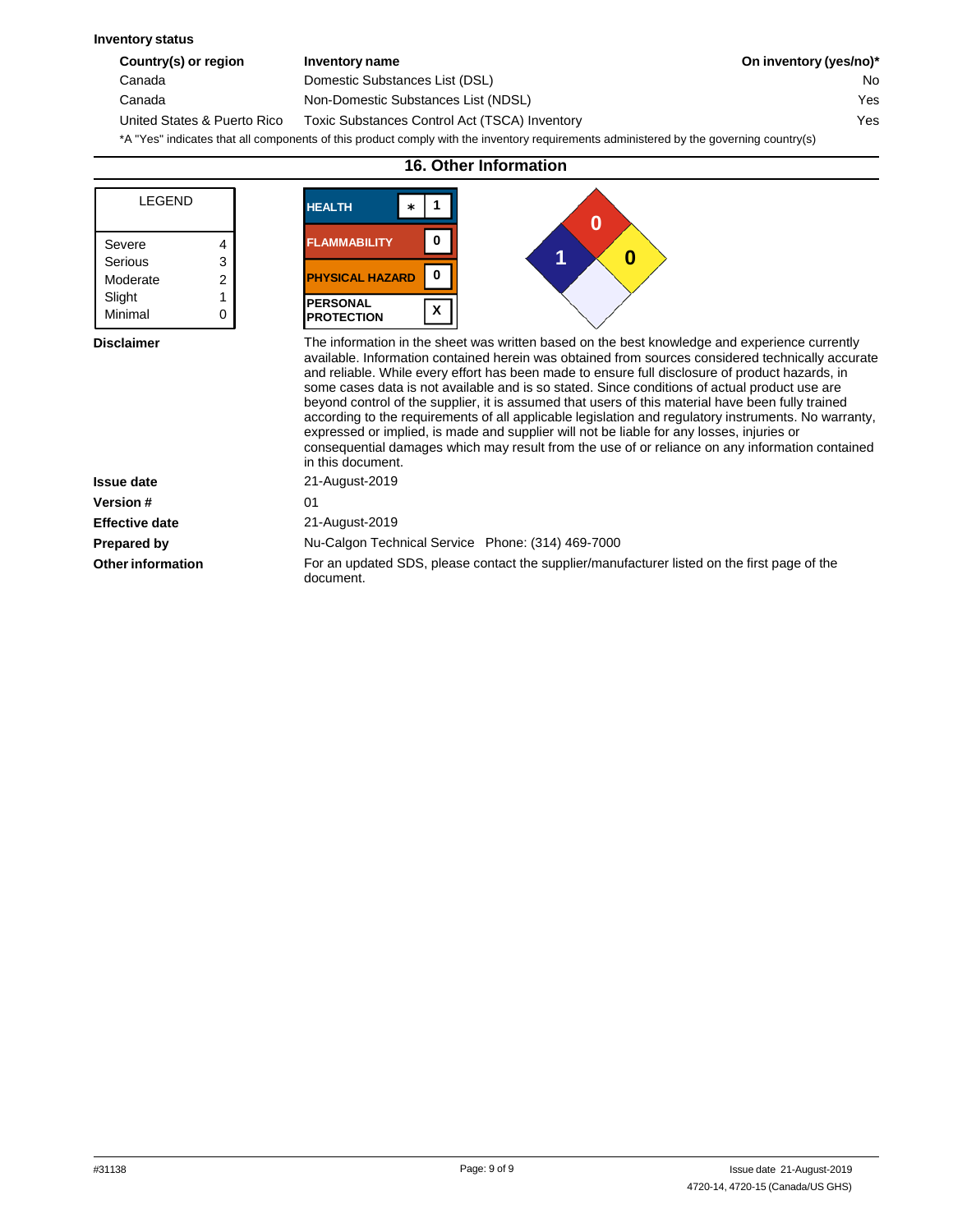**Inventory status**

| Country(s) or region | Inventory name | On inventory (yes/no)* |
| --- | --- | --- |
| Canada | Domestic Substances List (DSL) | No |
| Canada | Non-Domestic Substances List (NDSL) | Yes |
| United States & Puerto Rico | Toxic Substances Control Act (TSCA) Inventory | Yes |

*A "Yes" indicates that all components of this product comply with the inventory requirements administered by the governing country(s)

## 16. Other Information

| LEGEND | |
| --- | --- |
| Severe | 4 |
| Serious | 3 |
| Moderate | 2 |
| Slight | 1 |
| Minimal | 0 |

| | | |
| --- | --- | --- |
| HEALTH | * | 1 |
| FLAMMABILITY | | 0 |
| PHYSICAL HAZARD | | 0 |
| PERSONAL PROTECTION | | X |

0
1
0

**Disclaimer**

The information in the sheet was written based on the best knowledge and experience currently available. Information contained herein was obtained from sources considered technically accurate and reliable. While every effort has been made to ensure full disclosure of product hazards, in some cases data is not available and is so stated. Since conditions of actual product use are beyond control of the supplier, it is assumed that users of this material have been fully trained according to the requirements of all applicable legislation and regulatory instruments. No warranty, expressed or implied, is made and supplier will not be liable for any losses, injuries or consequential damages which may result from the use of or reliance on any information contained in this document.

**Issue date** 21-August-2019

**Version #** 01

**Effective date** 21-August-2019

**Prepared by** Nu-Calgon Technical Service Phone: (314) 469-7000

**Other information** For an updated SDS, please contact the supplier/manufacturer listed on the first page of the document.